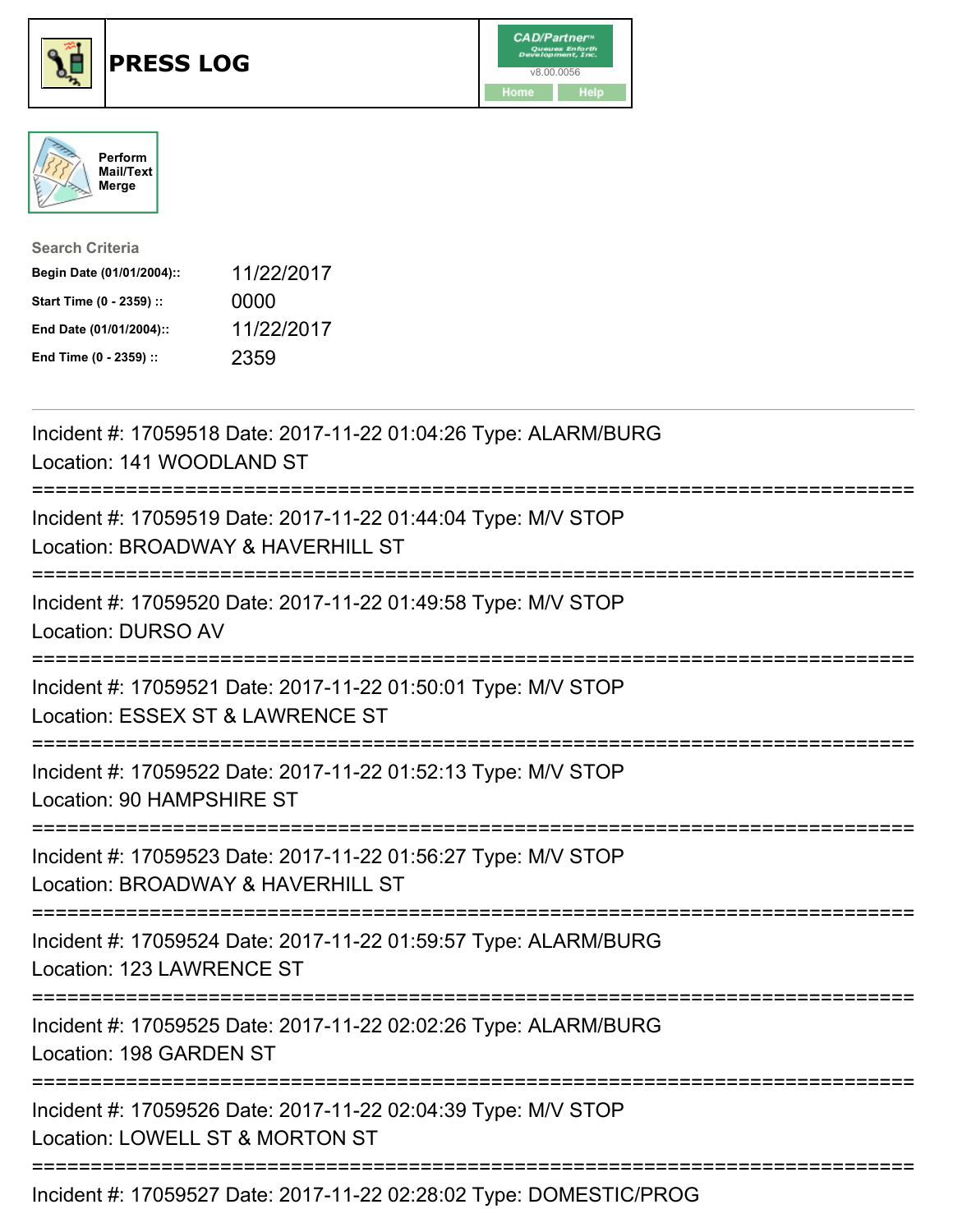# PRESS LOG

Perform Mail/Text Merge

**Search Criteria**

| | |
|---|---|
| **Begin Date (01/01/2004)::** | 11/22/2017 |
| **Start Time (0 - 2359) ::** | 0000 |
| **End Date (01/01/2004)::** | 11/22/2017 |
| **End Time (0 - 2359) ::** | 2359 |

---

Incident #: 17059518 Date: 2017-11-22 01:04:26 Type: ALARM/BURG
Location: 141 WOODLAND ST

===========================================================================

Incident #: 17059519 Date: 2017-11-22 01:44:04 Type: M/V STOP
Location: BROADWAY & HAVERHILL ST

===========================================================================

Incident #: 17059520 Date: 2017-11-22 01:49:58 Type: M/V STOP
Location: DURSO AV

===========================================================================

Incident #: 17059521 Date: 2017-11-22 01:50:01 Type: M/V STOP
Location: ESSEX ST & LAWRENCE ST

===========================================================================

Incident #: 17059522 Date: 2017-11-22 01:52:13 Type: M/V STOP
Location: 90 HAMPSHIRE ST

===========================================================================

Incident #: 17059523 Date: 2017-11-22 01:56:27 Type: M/V STOP
Location: BROADWAY & HAVERHILL ST

===========================================================================

Incident #: 17059524 Date: 2017-11-22 01:59:57 Type: ALARM/BURG
Location: 123 LAWRENCE ST

===========================================================================

Incident #: 17059525 Date: 2017-11-22 02:02:26 Type: ALARM/BURG
Location: 198 GARDEN ST

===========================================================================

Incident #: 17059526 Date: 2017-11-22 02:04:39 Type: M/V STOP
Location: LOWELL ST & MORTON ST

===========================================================================

Incident #: 17059527 Date: 2017-11-22 02:28:02 Type: DOMESTIC/PROG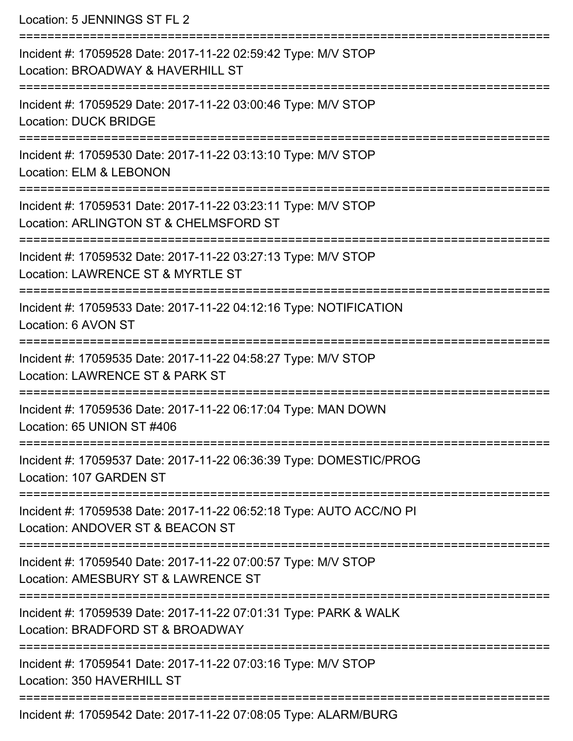Location: 5 JENNINGS ST FL 2

===========================================================================

Incident #: 17059528 Date: 2017-11-22 02:59:42 Type: M/V STOP
Location: BROADWAY & HAVERHILL ST

===========================================================================

Incident #: 17059529 Date: 2017-11-22 03:00:46 Type: M/V STOP
Location: DUCK BRIDGE

===========================================================================

Incident #: 17059530 Date: 2017-11-22 03:13:10 Type: M/V STOP
Location: ELM & LEBONON

===========================================================================

Incident #: 17059531 Date: 2017-11-22 03:23:11 Type: M/V STOP
Location: ARLINGTON ST & CHELMSFORD ST

===========================================================================

Incident #: 17059532 Date: 2017-11-22 03:27:13 Type: M/V STOP
Location: LAWRENCE ST & MYRTLE ST

===========================================================================

Incident #: 17059533 Date: 2017-11-22 04:12:16 Type: NOTIFICATION
Location: 6 AVON ST

===========================================================================

Incident #: 17059535 Date: 2017-11-22 04:58:27 Type: M/V STOP
Location: LAWRENCE ST & PARK ST

===========================================================================

Incident #: 17059536 Date: 2017-11-22 06:17:04 Type: MAN DOWN
Location: 65 UNION ST #406

===========================================================================

Incident #: 17059537 Date: 2017-11-22 06:36:39 Type: DOMESTIC/PROG
Location: 107 GARDEN ST

===========================================================================

Incident #: 17059538 Date: 2017-11-22 06:52:18 Type: AUTO ACC/NO PI
Location: ANDOVER ST & BEACON ST

===========================================================================

Incident #: 17059540 Date: 2017-11-22 07:00:57 Type: M/V STOP
Location: AMESBURY ST & LAWRENCE ST

===========================================================================

Incident #: 17059539 Date: 2017-11-22 07:01:31 Type: PARK & WALK
Location: BRADFORD ST & BROADWAY

===========================================================================

Incident #: 17059541 Date: 2017-11-22 07:03:16 Type: M/V STOP
Location: 350 HAVERHILL ST

===========================================================================

Incident #: 17059542 Date: 2017-11-22 07:08:05 Type: ALARM/BURG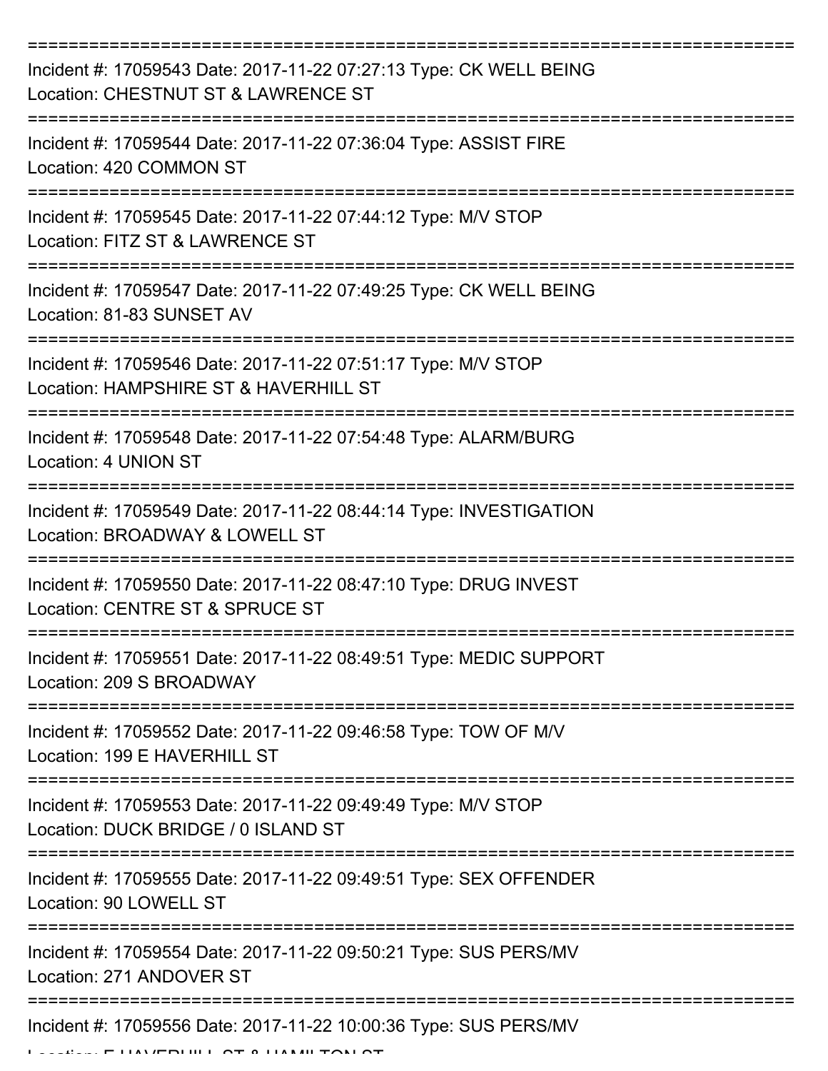===========================================================================

Incident #: 17059543 Date: 2017-11-22 07:27:13 Type: CK WELL BEING
Location: CHESTNUT ST & LAWRENCE ST

===========================================================================

Incident #: 17059544 Date: 2017-11-22 07:36:04 Type: ASSIST FIRE
Location: 420 COMMON ST

===========================================================================

Incident #: 17059545 Date: 2017-11-22 07:44:12 Type: M/V STOP
Location: FITZ ST & LAWRENCE ST

===========================================================================

Incident #: 17059547 Date: 2017-11-22 07:49:25 Type: CK WELL BEING
Location: 81-83 SUNSET AV

===========================================================================

Incident #: 17059546 Date: 2017-11-22 07:51:17 Type: M/V STOP
Location: HAMPSHIRE ST & HAVERHILL ST

===========================================================================

Incident #: 17059548 Date: 2017-11-22 07:54:48 Type: ALARM/BURG
Location: 4 UNION ST

===========================================================================

Incident #: 17059549 Date: 2017-11-22 08:44:14 Type: INVESTIGATION
Location: BROADWAY & LOWELL ST

===========================================================================

Incident #: 17059550 Date: 2017-11-22 08:47:10 Type: DRUG INVEST
Location: CENTRE ST & SPRUCE ST

===========================================================================

Incident #: 17059551 Date: 2017-11-22 08:49:51 Type: MEDIC SUPPORT
Location: 209 S BROADWAY

===========================================================================

Incident #: 17059552 Date: 2017-11-22 09:46:58 Type: TOW OF M/V
Location: 199 E HAVERHILL ST

===========================================================================

Incident #: 17059553 Date: 2017-11-22 09:49:49 Type: M/V STOP
Location: DUCK BRIDGE / 0 ISLAND ST

===========================================================================

Incident #: 17059555 Date: 2017-11-22 09:49:51 Type: SEX OFFENDER
Location: 90 LOWELL ST

===========================================================================

Incident #: 17059554 Date: 2017-11-22 09:50:21 Type: SUS PERS/MV
Location: 271 ANDOVER ST

===========================================================================

Incident #: 17059556 Date: 2017-11-22 10:00:36 Type: SUS PERS/MV
Location: E HAVERHILL ST & HAMILTON ST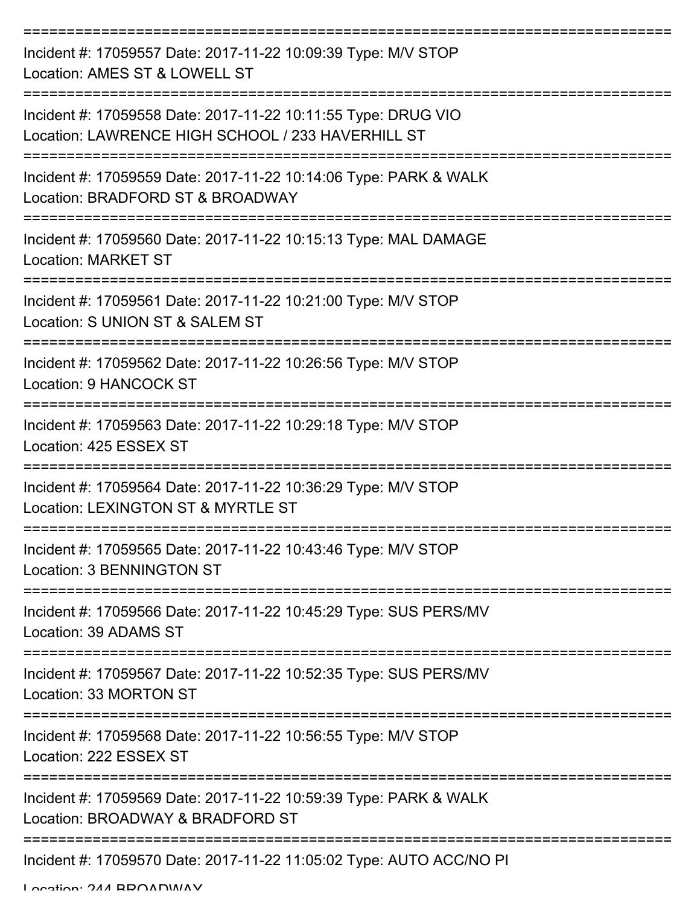===========================================================================

Incident #: 17059557 Date: 2017-11-22 10:09:39 Type: M/V STOP
Location: AMES ST & LOWELL ST

===========================================================================

Incident #: 17059558 Date: 2017-11-22 10:11:55 Type: DRUG VIO
Location: LAWRENCE HIGH SCHOOL / 233 HAVERHILL ST

===========================================================================

Incident #: 17059559 Date: 2017-11-22 10:14:06 Type: PARK & WALK
Location: BRADFORD ST & BROADWAY

===========================================================================

Incident #: 17059560 Date: 2017-11-22 10:15:13 Type: MAL DAMAGE
Location: MARKET ST

===========================================================================

Incident #: 17059561 Date: 2017-11-22 10:21:00 Type: M/V STOP
Location: S UNION ST & SALEM ST

===========================================================================

Incident #: 17059562 Date: 2017-11-22 10:26:56 Type: M/V STOP
Location: 9 HANCOCK ST

===========================================================================

Incident #: 17059563 Date: 2017-11-22 10:29:18 Type: M/V STOP
Location: 425 ESSEX ST

===========================================================================

Incident #: 17059564 Date: 2017-11-22 10:36:29 Type: M/V STOP
Location: LEXINGTON ST & MYRTLE ST

===========================================================================

Incident #: 17059565 Date: 2017-11-22 10:43:46 Type: M/V STOP
Location: 3 BENNINGTON ST

===========================================================================

Incident #: 17059566 Date: 2017-11-22 10:45:29 Type: SUS PERS/MV
Location: 39 ADAMS ST

===========================================================================

Incident #: 17059567 Date: 2017-11-22 10:52:35 Type: SUS PERS/MV
Location: 33 MORTON ST

===========================================================================

Incident #: 17059568 Date: 2017-11-22 10:56:55 Type: M/V STOP
Location: 222 ESSEX ST

===========================================================================

Incident #: 17059569 Date: 2017-11-22 10:59:39 Type: PARK & WALK
Location: BROADWAY & BRADFORD ST

===========================================================================

Incident #: 17059570 Date: 2017-11-22 11:05:02 Type: AUTO ACC/NO PI
Location: 244 BROADWAY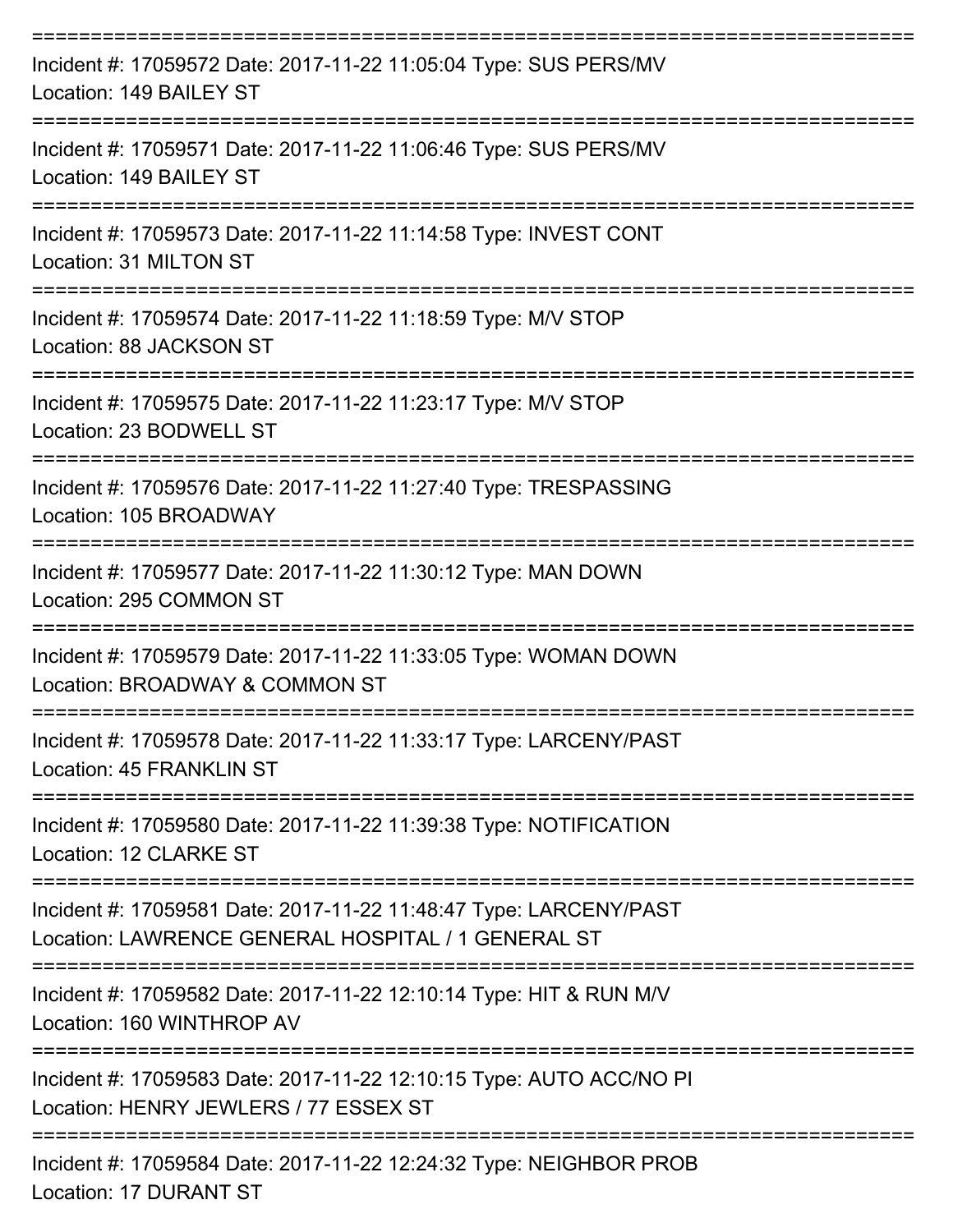===========================================================================

Incident #: 17059572 Date: 2017-11-22 11:05:04 Type: SUS PERS/MV
Location: 149 BAILEY ST

===========================================================================

Incident #: 17059571 Date: 2017-11-22 11:06:46 Type: SUS PERS/MV
Location: 149 BAILEY ST

===========================================================================

Incident #: 17059573 Date: 2017-11-22 11:14:58 Type: INVEST CONT
Location: 31 MILTON ST

===========================================================================

Incident #: 17059574 Date: 2017-11-22 11:18:59 Type: M/V STOP
Location: 88 JACKSON ST

===========================================================================

Incident #: 17059575 Date: 2017-11-22 11:23:17 Type: M/V STOP
Location: 23 BODWELL ST

===========================================================================

Incident #: 17059576 Date: 2017-11-22 11:27:40 Type: TRESPASSING
Location: 105 BROADWAY

===========================================================================

Incident #: 17059577 Date: 2017-11-22 11:30:12 Type: MAN DOWN
Location: 295 COMMON ST

===========================================================================

Incident #: 17059579 Date: 2017-11-22 11:33:05 Type: WOMAN DOWN
Location: BROADWAY & COMMON ST

===========================================================================

Incident #: 17059578 Date: 2017-11-22 11:33:17 Type: LARCENY/PAST
Location: 45 FRANKLIN ST

===========================================================================

Incident #: 17059580 Date: 2017-11-22 11:39:38 Type: NOTIFICATION
Location: 12 CLARKE ST

===========================================================================

Incident #: 17059581 Date: 2017-11-22 11:48:47 Type: LARCENY/PAST
Location: LAWRENCE GENERAL HOSPITAL / 1 GENERAL ST

===========================================================================

Incident #: 17059582 Date: 2017-11-22 12:10:14 Type: HIT & RUN M/V
Location: 160 WINTHROP AV

===========================================================================

Incident #: 17059583 Date: 2017-11-22 12:10:15 Type: AUTO ACC/NO PI
Location: HENRY JEWLERS / 77 ESSEX ST

===========================================================================

Incident #: 17059584 Date: 2017-11-22 12:24:32 Type: NEIGHBOR PROB
Location: 17 DURANT ST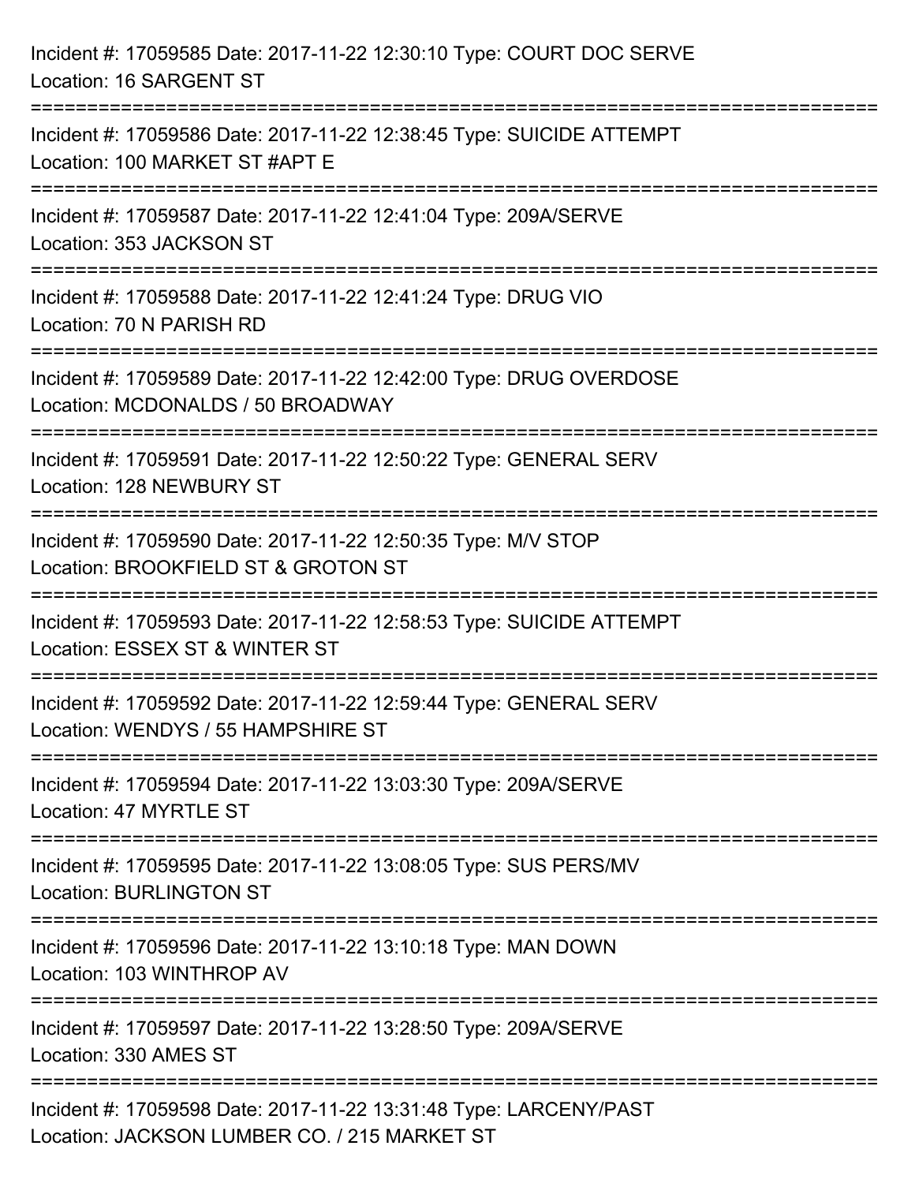Incident #: 17059585 Date: 2017-11-22 12:30:10 Type: COURT DOC SERVE
Location: 16 SARGENT ST

===========================================================================

Incident #: 17059586 Date: 2017-11-22 12:38:45 Type: SUICIDE ATTEMPT
Location: 100 MARKET ST #APT E

===========================================================================

Incident #: 17059587 Date: 2017-11-22 12:41:04 Type: 209A/SERVE
Location: 353 JACKSON ST

===========================================================================

Incident #: 17059588 Date: 2017-11-22 12:41:24 Type: DRUG VIO
Location: 70 N PARISH RD

===========================================================================

Incident #: 17059589 Date: 2017-11-22 12:42:00 Type: DRUG OVERDOSE
Location: MCDONALDS / 50 BROADWAY

===========================================================================

Incident #: 17059591 Date: 2017-11-22 12:50:22 Type: GENERAL SERV
Location: 128 NEWBURY ST

===========================================================================

Incident #: 17059590 Date: 2017-11-22 12:50:35 Type: M/V STOP
Location: BROOKFIELD ST & GROTON ST

===========================================================================

Incident #: 17059593 Date: 2017-11-22 12:58:53 Type: SUICIDE ATTEMPT
Location: ESSEX ST & WINTER ST

===========================================================================

Incident #: 17059592 Date: 2017-11-22 12:59:44 Type: GENERAL SERV
Location: WENDYS / 55 HAMPSHIRE ST

===========================================================================

Incident #: 17059594 Date: 2017-11-22 13:03:30 Type: 209A/SERVE
Location: 47 MYRTLE ST

===========================================================================

Incident #: 17059595 Date: 2017-11-22 13:08:05 Type: SUS PERS/MV
Location: BURLINGTON ST

===========================================================================

Incident #: 17059596 Date: 2017-11-22 13:10:18 Type: MAN DOWN
Location: 103 WINTHROP AV

===========================================================================

Incident #: 17059597 Date: 2017-11-22 13:28:50 Type: 209A/SERVE
Location: 330 AMES ST

===========================================================================

Incident #: 17059598 Date: 2017-11-22 13:31:48 Type: LARCENY/PAST
Location: JACKSON LUMBER CO. / 215 MARKET ST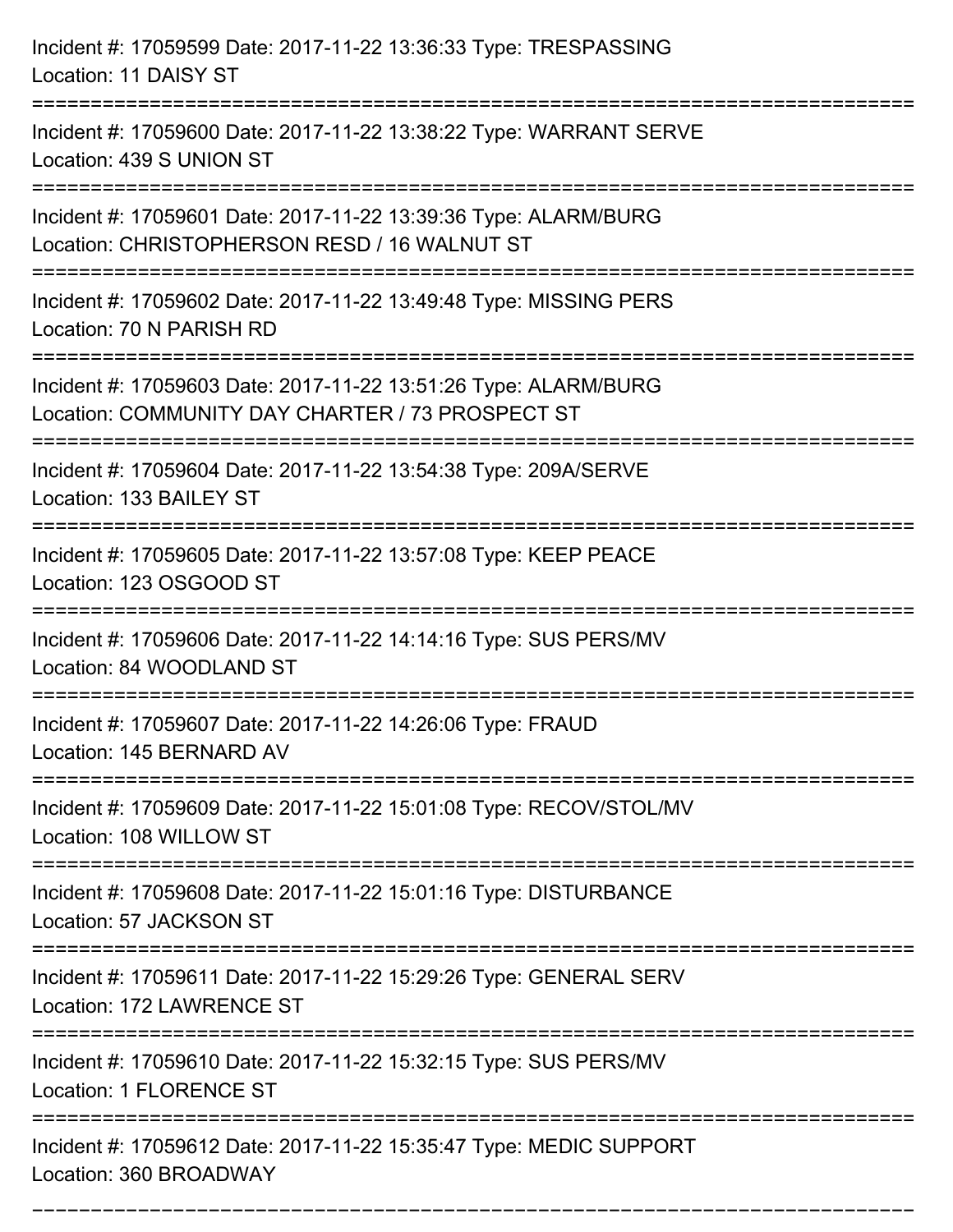Incident #: 17059599 Date: 2017-11-22 13:36:33 Type: TRESPASSING
Location: 11 DAISY ST

===========================================================================

Incident #: 17059600 Date: 2017-11-22 13:38:22 Type: WARRANT SERVE
Location: 439 S UNION ST

===========================================================================

Incident #: 17059601 Date: 2017-11-22 13:39:36 Type: ALARM/BURG
Location: CHRISTOPHERSON RESD / 16 WALNUT ST

===========================================================================

Incident #: 17059602 Date: 2017-11-22 13:49:48 Type: MISSING PERS
Location: 70 N PARISH RD

===========================================================================

Incident #: 17059603 Date: 2017-11-22 13:51:26 Type: ALARM/BURG
Location: COMMUNITY DAY CHARTER / 73 PROSPECT ST

===========================================================================

Incident #: 17059604 Date: 2017-11-22 13:54:38 Type: 209A/SERVE
Location: 133 BAILEY ST

===========================================================================

Incident #: 17059605 Date: 2017-11-22 13:57:08 Type: KEEP PEACE
Location: 123 OSGOOD ST

===========================================================================

Incident #: 17059606 Date: 2017-11-22 14:14:16 Type: SUS PERS/MV
Location: 84 WOODLAND ST

===========================================================================

Incident #: 17059607 Date: 2017-11-22 14:26:06 Type: FRAUD
Location: 145 BERNARD AV

===========================================================================

Incident #: 17059609 Date: 2017-11-22 15:01:08 Type: RECOV/STOL/MV
Location: 108 WILLOW ST

===========================================================================

Incident #: 17059608 Date: 2017-11-22 15:01:16 Type: DISTURBANCE
Location: 57 JACKSON ST

===========================================================================

Incident #: 17059611 Date: 2017-11-22 15:29:26 Type: GENERAL SERV
Location: 172 LAWRENCE ST

===========================================================================

Incident #: 17059610 Date: 2017-11-22 15:32:15 Type: SUS PERS/MV
Location: 1 FLORENCE ST

===========================================================================

Incident #: 17059612 Date: 2017-11-22 15:35:47 Type: MEDIC SUPPORT
Location: 360 BROADWAY

===========================================================================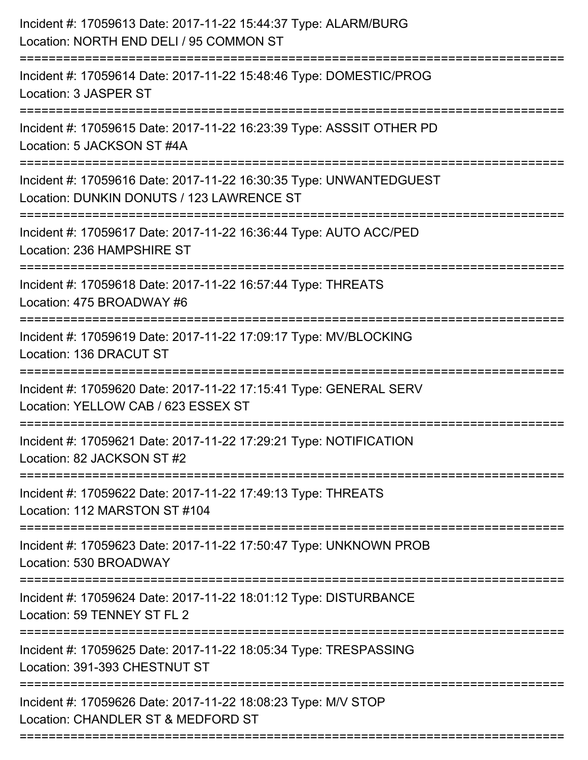Incident #: 17059613 Date: 2017-11-22 15:44:37 Type: ALARM/BURG
Location: NORTH END DELI / 95 COMMON ST

===========================================================================

Incident #: 17059614 Date: 2017-11-22 15:48:46 Type: DOMESTIC/PROG
Location: 3 JASPER ST

===========================================================================

Incident #: 17059615 Date: 2017-11-22 16:23:39 Type: ASSSIT OTHER PD
Location: 5 JACKSON ST #4A

===========================================================================

Incident #: 17059616 Date: 2017-11-22 16:30:35 Type: UNWANTEDGUEST
Location: DUNKIN DONUTS / 123 LAWRENCE ST

===========================================================================

Incident #: 17059617 Date: 2017-11-22 16:36:44 Type: AUTO ACC/PED
Location: 236 HAMPSHIRE ST

===========================================================================

Incident #: 17059618 Date: 2017-11-22 16:57:44 Type: THREATS
Location: 475 BROADWAY #6

===========================================================================

Incident #: 17059619 Date: 2017-11-22 17:09:17 Type: MV/BLOCKING
Location: 136 DRACUT ST

===========================================================================

Incident #: 17059620 Date: 2017-11-22 17:15:41 Type: GENERAL SERV
Location: YELLOW CAB / 623 ESSEX ST

===========================================================================

Incident #: 17059621 Date: 2017-11-22 17:29:21 Type: NOTIFICATION
Location: 82 JACKSON ST #2

===========================================================================

Incident #: 17059622 Date: 2017-11-22 17:49:13 Type: THREATS
Location: 112 MARSTON ST #104

===========================================================================

Incident #: 17059623 Date: 2017-11-22 17:50:47 Type: UNKNOWN PROB
Location: 530 BROADWAY

===========================================================================

Incident #: 17059624 Date: 2017-11-22 18:01:12 Type: DISTURBANCE
Location: 59 TENNEY ST FL 2

===========================================================================

Incident #: 17059625 Date: 2017-11-22 18:05:34 Type: TRESPASSING
Location: 391-393 CHESTNUT ST

===========================================================================

Incident #: 17059626 Date: 2017-11-22 18:08:23 Type: M/V STOP
Location: CHANDLER ST & MEDFORD ST

===========================================================================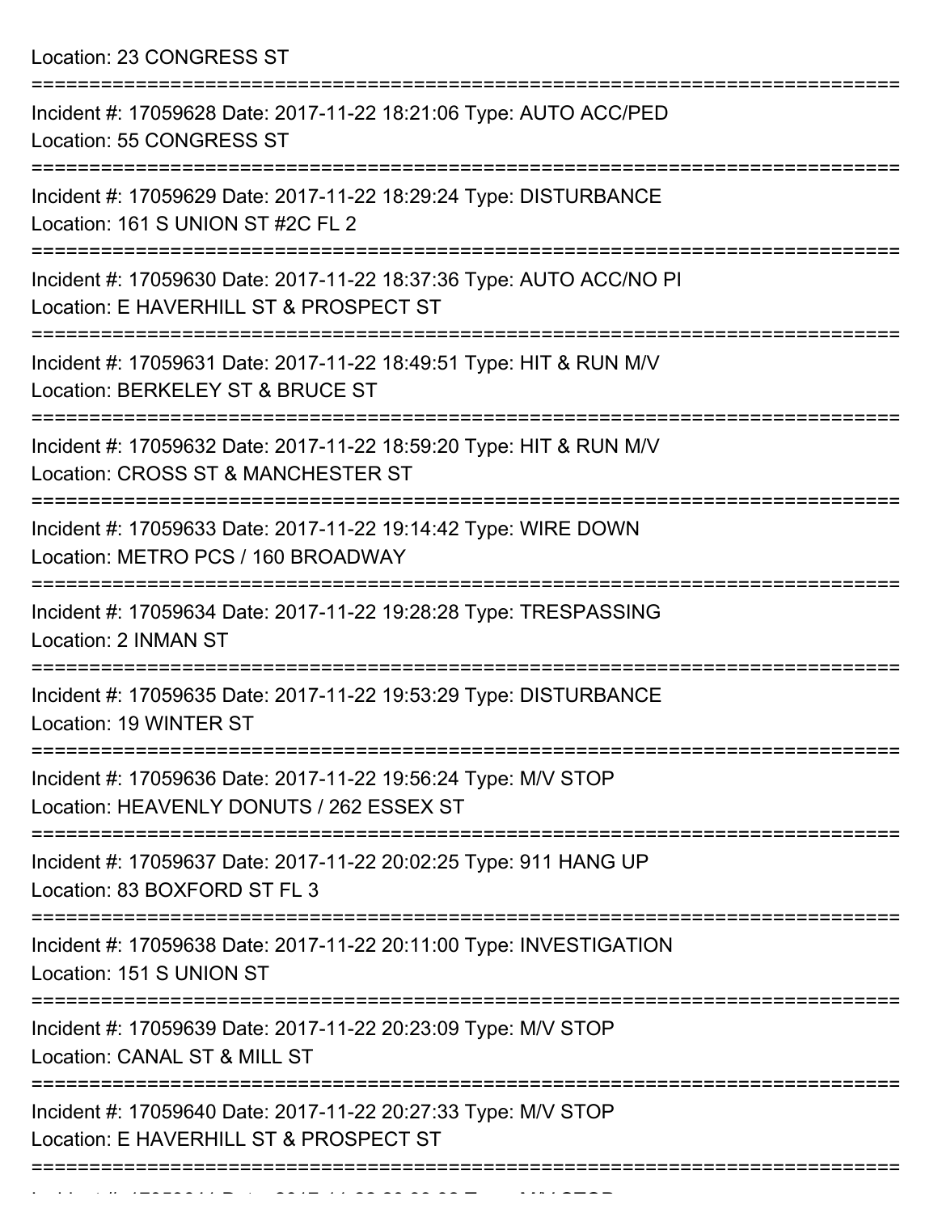Location: 23 CONGRESS ST

===========================================================================

Incident #: 17059628 Date: 2017-11-22 18:21:06 Type: AUTO ACC/PED
Location: 55 CONGRESS ST

===========================================================================

Incident #: 17059629 Date: 2017-11-22 18:29:24 Type: DISTURBANCE
Location: 161 S UNION ST #2C FL 2

===========================================================================

Incident #: 17059630 Date: 2017-11-22 18:37:36 Type: AUTO ACC/NO PI
Location: E HAVERHILL ST & PROSPECT ST

===========================================================================

Incident #: 17059631 Date: 2017-11-22 18:49:51 Type: HIT & RUN M/V
Location: BERKELEY ST & BRUCE ST

===========================================================================

Incident #: 17059632 Date: 2017-11-22 18:59:20 Type: HIT & RUN M/V
Location: CROSS ST & MANCHESTER ST

===========================================================================

Incident #: 17059633 Date: 2017-11-22 19:14:42 Type: WIRE DOWN
Location: METRO PCS / 160 BROADWAY

===========================================================================

Incident #: 17059634 Date: 2017-11-22 19:28:28 Type: TRESPASSING
Location: 2 INMAN ST

===========================================================================

Incident #: 17059635 Date: 2017-11-22 19:53:29 Type: DISTURBANCE
Location: 19 WINTER ST

===========================================================================

Incident #: 17059636 Date: 2017-11-22 19:56:24 Type: M/V STOP
Location: HEAVENLY DONUTS / 262 ESSEX ST

===========================================================================

Incident #: 17059637 Date: 2017-11-22 20:02:25 Type: 911 HANG UP
Location: 83 BOXFORD ST FL 3

===========================================================================

Incident #: 17059638 Date: 2017-11-22 20:11:00 Type: INVESTIGATION
Location: 151 S UNION ST

===========================================================================

Incident #: 17059639 Date: 2017-11-22 20:23:09 Type: M/V STOP
Location: CANAL ST & MILL ST

===========================================================================

Incident #: 17059640 Date: 2017-11-22 20:27:33 Type: M/V STOP
Location: E HAVERHILL ST & PROSPECT ST

===========================================================================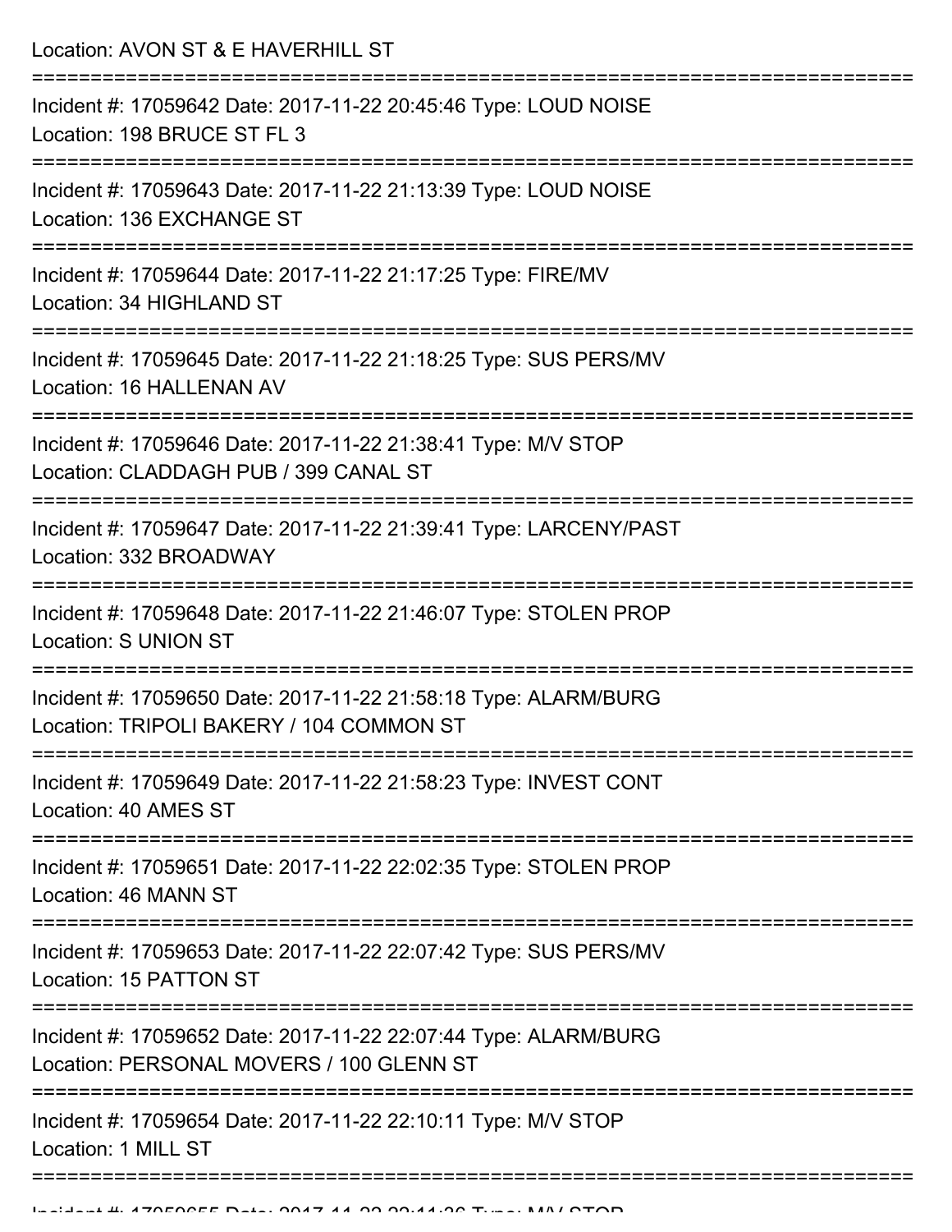Location: AVON ST & E HAVERHILL ST

===========================================================================

Incident #: 17059642 Date: 2017-11-22 20:45:46 Type: LOUD NOISE
Location: 198 BRUCE ST FL 3

===========================================================================

Incident #: 17059643 Date: 2017-11-22 21:13:39 Type: LOUD NOISE
Location: 136 EXCHANGE ST

===========================================================================

Incident #: 17059644 Date: 2017-11-22 21:17:25 Type: FIRE/MV
Location: 34 HIGHLAND ST

===========================================================================

Incident #: 17059645 Date: 2017-11-22 21:18:25 Type: SUS PERS/MV
Location: 16 HALLENAN AV

===========================================================================

Incident #: 17059646 Date: 2017-11-22 21:38:41 Type: M/V STOP
Location: CLADDAGH PUB / 399 CANAL ST

===========================================================================

Incident #: 17059647 Date: 2017-11-22 21:39:41 Type: LARCENY/PAST
Location: 332 BROADWAY

===========================================================================

Incident #: 17059648 Date: 2017-11-22 21:46:07 Type: STOLEN PROP
Location: S UNION ST

===========================================================================

Incident #: 17059650 Date: 2017-11-22 21:58:18 Type: ALARM/BURG
Location: TRIPOLI BAKERY / 104 COMMON ST

===========================================================================

Incident #: 17059649 Date: 2017-11-22 21:58:23 Type: INVEST CONT
Location: 40 AMES ST

===========================================================================

Incident #: 17059651 Date: 2017-11-22 22:02:35 Type: STOLEN PROP
Location: 46 MANN ST

===========================================================================

Incident #: 17059653 Date: 2017-11-22 22:07:42 Type: SUS PERS/MV
Location: 15 PATTON ST

===========================================================================

Incident #: 17059652 Date: 2017-11-22 22:07:44 Type: ALARM/BURG
Location: PERSONAL MOVERS / 100 GLENN ST

===========================================================================

Incident #: 17059654 Date: 2017-11-22 22:10:11 Type: M/V STOP
Location: 1 MILL ST

===========================================================================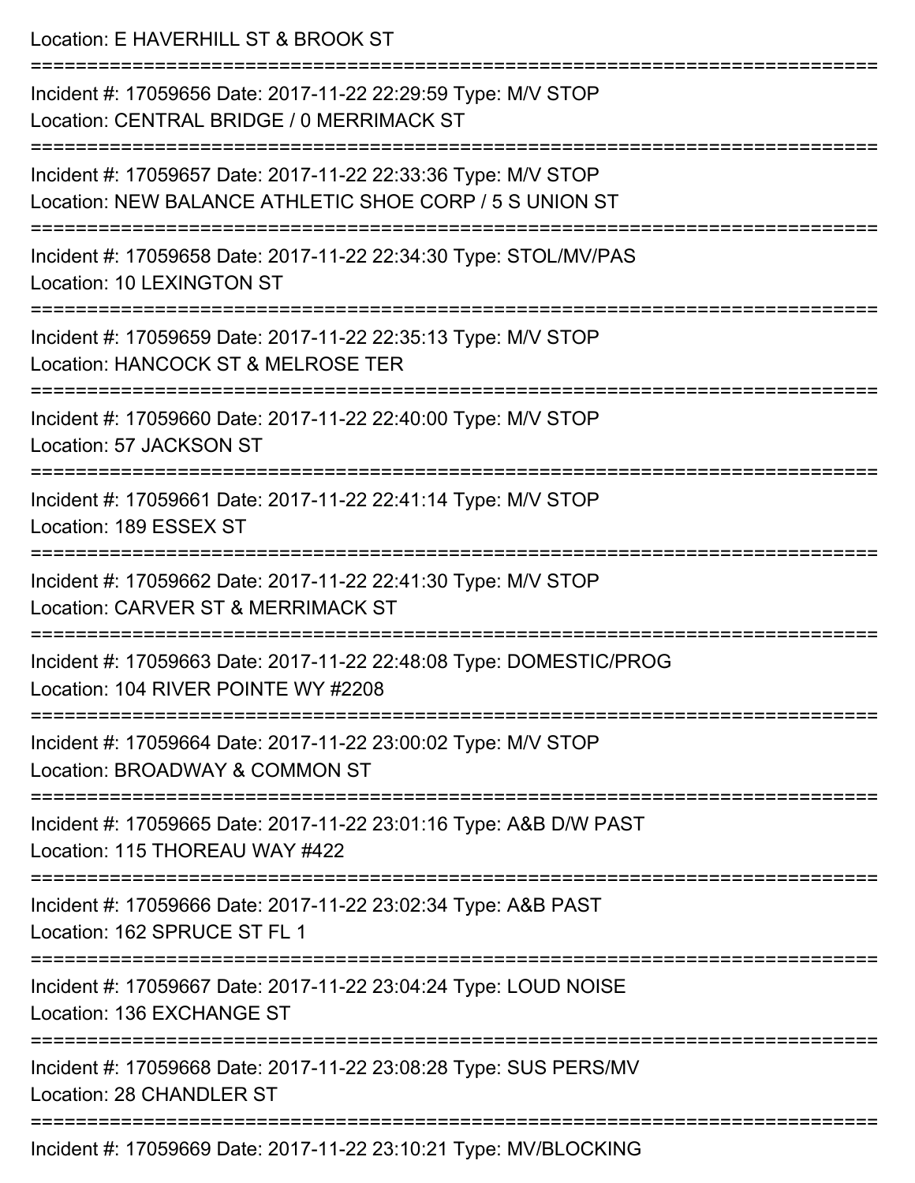Location: E HAVERHILL ST & BROOK ST

===========================================================================

Incident #: 17059656 Date: 2017-11-22 22:29:59 Type: M/V STOP
Location: CENTRAL BRIDGE / 0 MERRIMACK ST

===========================================================================

Incident #: 17059657 Date: 2017-11-22 22:33:36 Type: M/V STOP
Location: NEW BALANCE ATHLETIC SHOE CORP / 5 S UNION ST

===========================================================================

Incident #: 17059658 Date: 2017-11-22 22:34:30 Type: STOL/MV/PAS
Location: 10 LEXINGTON ST

===========================================================================

Incident #: 17059659 Date: 2017-11-22 22:35:13 Type: M/V STOP
Location: HANCOCK ST & MELROSE TER

===========================================================================

Incident #: 17059660 Date: 2017-11-22 22:40:00 Type: M/V STOP
Location: 57 JACKSON ST

===========================================================================

Incident #: 17059661 Date: 2017-11-22 22:41:14 Type: M/V STOP
Location: 189 ESSEX ST

===========================================================================

Incident #: 17059662 Date: 2017-11-22 22:41:30 Type: M/V STOP
Location: CARVER ST & MERRIMACK ST

===========================================================================

Incident #: 17059663 Date: 2017-11-22 22:48:08 Type: DOMESTIC/PROG
Location: 104 RIVER POINTE WY #2208

===========================================================================

Incident #: 17059664 Date: 2017-11-22 23:00:02 Type: M/V STOP
Location: BROADWAY & COMMON ST

===========================================================================

Incident #: 17059665 Date: 2017-11-22 23:01:16 Type: A&B D/W PAST
Location: 115 THOREAU WAY #422

===========================================================================

Incident #: 17059666 Date: 2017-11-22 23:02:34 Type: A&B PAST
Location: 162 SPRUCE ST FL 1

===========================================================================

Incident #: 17059667 Date: 2017-11-22 23:04:24 Type: LOUD NOISE
Location: 136 EXCHANGE ST

===========================================================================

Incident #: 17059668 Date: 2017-11-22 23:08:28 Type: SUS PERS/MV
Location: 28 CHANDLER ST

===========================================================================

Incident #: 17059669 Date: 2017-11-22 23:10:21 Type: MV/BLOCKING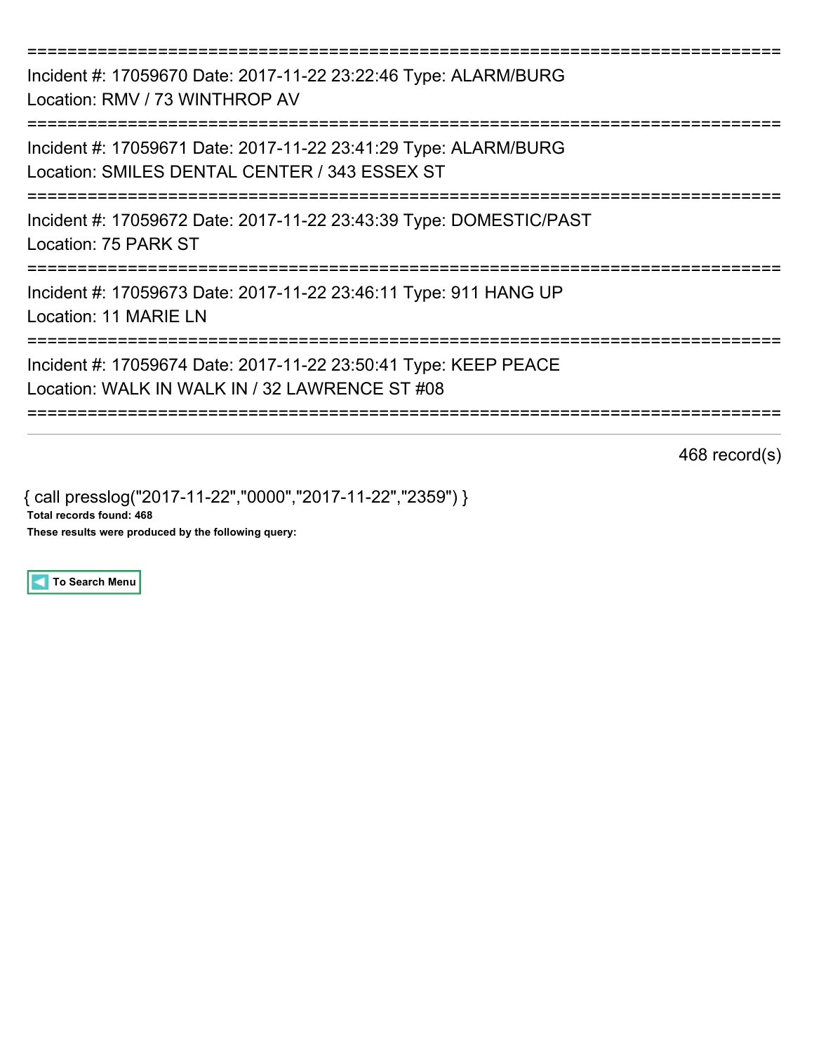===========================================================================

Incident #: 17059670 Date: 2017-11-22 23:22:46 Type: ALARM/BURG
Location: RMV / 73 WINTHROP AV

===========================================================================

Incident #: 17059671 Date: 2017-11-22 23:41:29 Type: ALARM/BURG
Location: SMILES DENTAL CENTER / 343 ESSEX ST

===========================================================================

Incident #: 17059672 Date: 2017-11-22 23:43:39 Type: DOMESTIC/PAST
Location: 75 PARK ST

===========================================================================

Incident #: 17059673 Date: 2017-11-22 23:46:11 Type: 911 HANG UP
Location: 11 MARIE LN

===========================================================================

Incident #: 17059674 Date: 2017-11-22 23:50:41 Type: KEEP PEACE
Location: WALK IN WALK IN / 32 LAWRENCE ST #08

===========================================================================

468 record(s)

{ call presslog("2017-11-22","0000","2017-11-22","2359") }

**Total records found: 468**

**These results were produced by the following query:**

**To Search Menu**